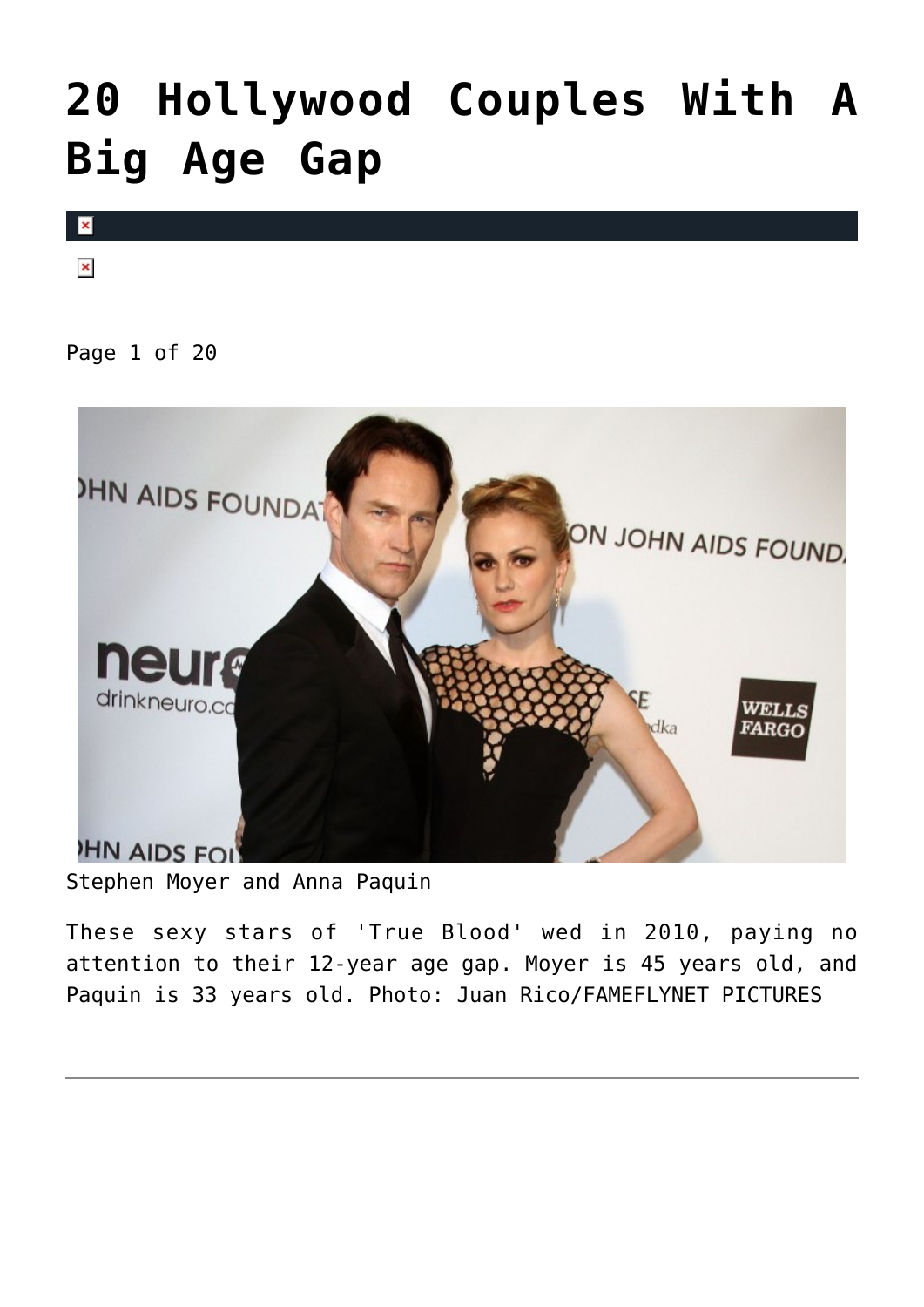# 20 Hollywood Couples With A Big Age Gap

Page 1 of 20

Stephen Moyer and Anna Paquin

These sexy stars of 'True Blood' wed in 2010, paying no attention to their 12-year age gap. Moyer is 45 years old, and Paquin is 33 years old. Photo: Juan Rico/FAMEFLYNET PICTURES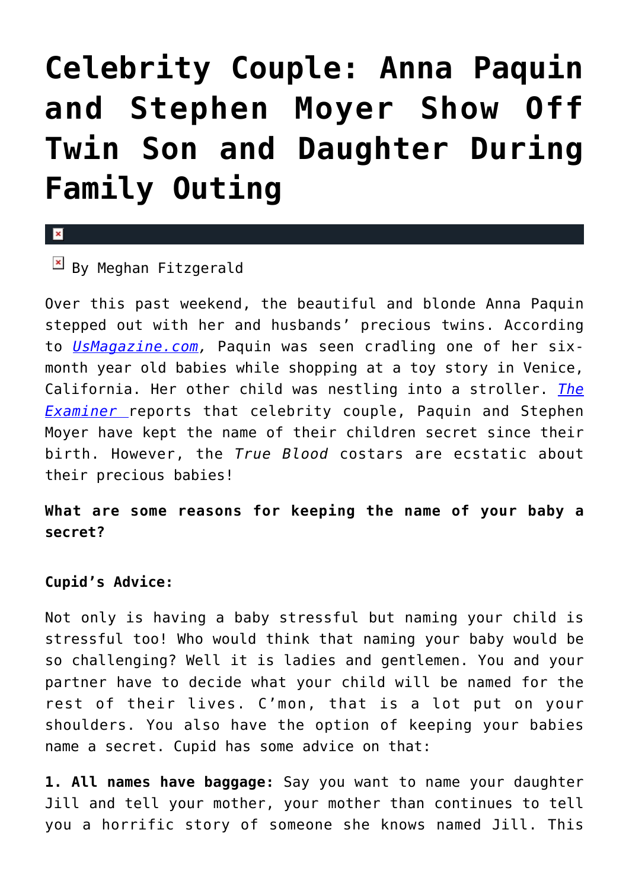# Celebrity Couple: Anna Paquin and Stephen Moyer Show Off Twin Son and Daughter During Family Outing

By Meghan Fitzgerald

Over this past weekend, the beautiful and blonde Anna Paquin stepped out with her and husbands' precious twins. According to *UsMagazine.com*, Paquin was seen cradling one of her six-month year old babies while shopping at a toy story in Venice, California. Her other child was nestling into a stroller. *The Examiner* reports that celebrity couple, Paquin and Stephen Moyer have kept the name of their children secret since their birth. However, the *True Blood* costars are ecstatic about their precious babies!

**What are some reasons for keeping the name of your baby a secret?**

**Cupid's Advice:**

Not only is having a baby stressful but naming your child is stressful too! Who would think that naming your baby would be so challenging? Well it is ladies and gentlemen. You and your partner have to decide what your child will be named for the rest of their lives. C'mon, that is a lot put on your shoulders. You also have the option of keeping your babies name a secret. Cupid has some advice on that:

**1. All names have baggage:** Say you want to name your daughter Jill and tell your mother, your mother than continues to tell you a horrific story of someone she knows named Jill. This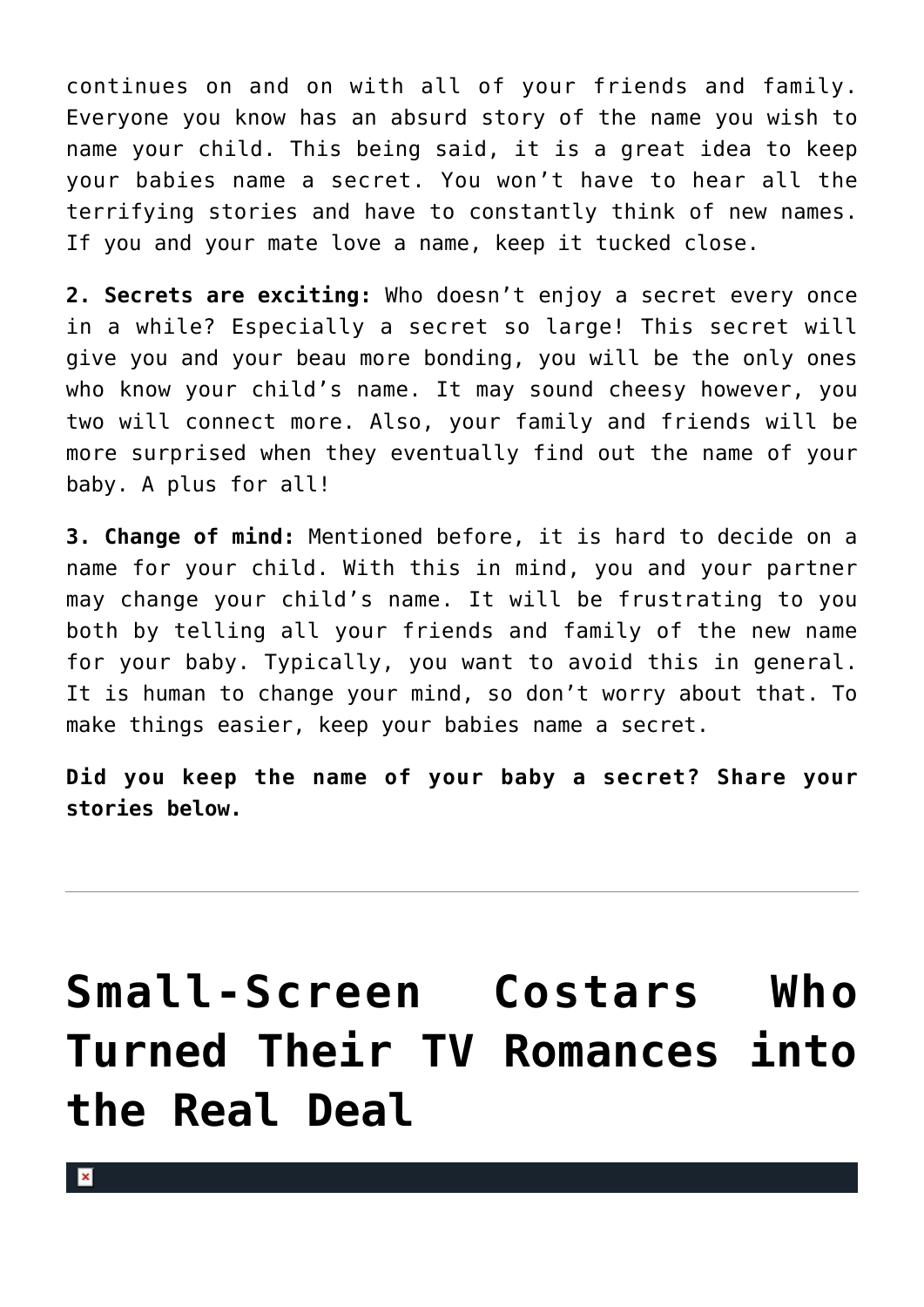continues on and on with all of your friends and family. Everyone you know has an absurd story of the name you wish to name your child. This being said, it is a great idea to keep your babies name a secret. You won't have to hear all the terrifying stories and have to constantly think of new names. If you and your mate love a name, keep it tucked close.

**2. Secrets are exciting:** Who doesn't enjoy a secret every once in a while? Especially a secret so large! This secret will give you and your beau more bonding, you will be the only ones who know your child's name. It may sound cheesy however, you two will connect more. Also, your family and friends will be more surprised when they eventually find out the name of your baby. A plus for all!

**3. Change of mind:** Mentioned before, it is hard to decide on a name for your child. With this in mind, you and your partner may change your child's name. It will be frustrating to you both by telling all your friends and family of the new name for your baby. Typically, you want to avoid this in general. It is human to change your mind, so don't worry about that. To make things easier, keep your babies name a secret.

**Did you keep the name of your baby a secret? Share your stories below.**

---

# Small-Screen Costars Who Turned Their TV Romances into the Real Deal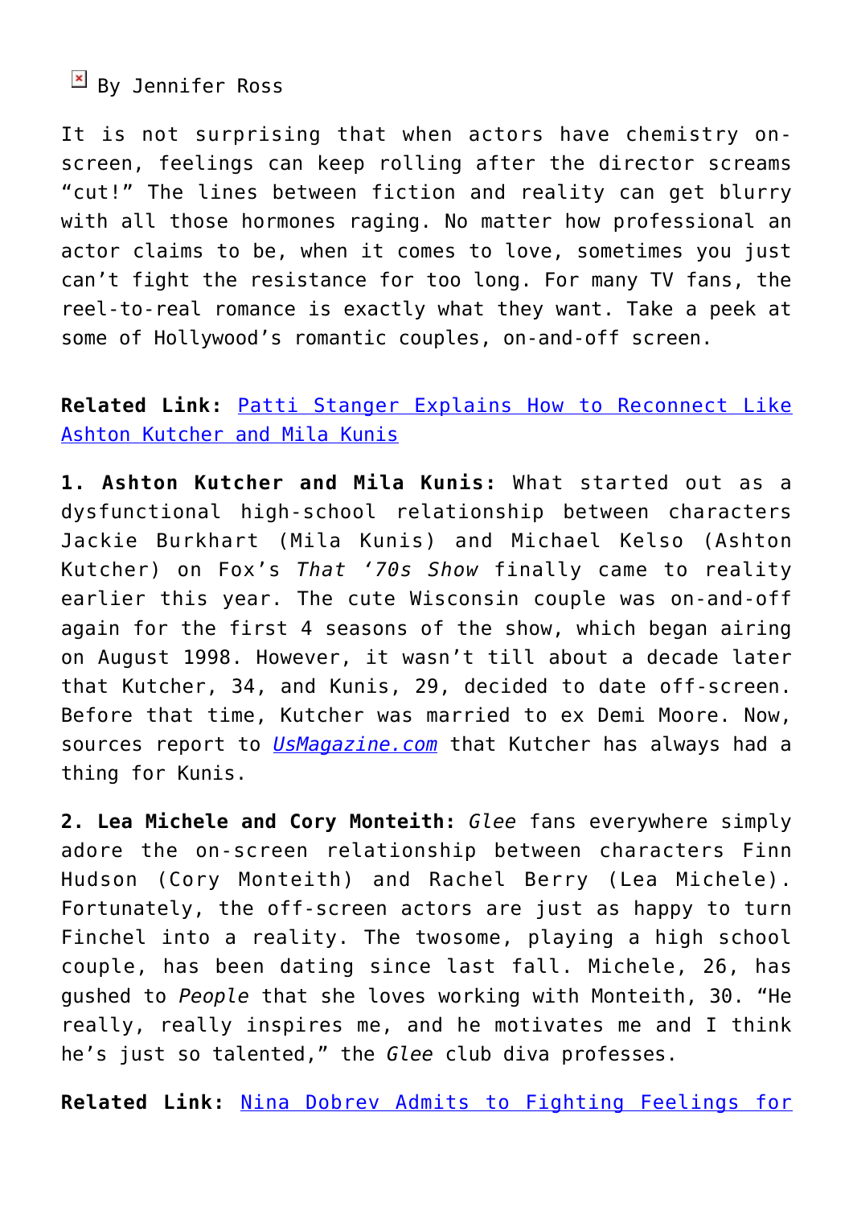By Jennifer Ross

It is not surprising that when actors have chemistry on-screen, feelings can keep rolling after the director screams "cut!" The lines between fiction and reality can get blurry with all those hormones raging. No matter how professional an actor claims to be, when it comes to love, sometimes you just can't fight the resistance for too long. For many TV fans, the reel-to-real romance is exactly what they want. Take a peek at some of Hollywood's romantic couples, on-and-off screen.

**Related Link:** Patti Stanger Explains How to Reconnect Like Ashton Kutcher and Mila Kunis

**1. Ashton Kutcher and Mila Kunis:** What started out as a dysfunctional high-school relationship between characters Jackie Burkhart (Mila Kunis) and Michael Kelso (Ashton Kutcher) on Fox's *That '70s Show* finally came to reality earlier this year. The cute Wisconsin couple was on-and-off again for the first 4 seasons of the show, which began airing on August 1998. However, it wasn't till about a decade later that Kutcher, 34, and Kunis, 29, decided to date off-screen. Before that time, Kutcher was married to ex Demi Moore. Now, sources report to *UsMagazine.com* that Kutcher has always had a thing for Kunis.

**2. Lea Michele and Cory Monteith:** *Glee* fans everywhere simply adore the on-screen relationship between characters Finn Hudson (Cory Monteith) and Rachel Berry (Lea Michele). Fortunately, the off-screen actors are just as happy to turn Finchel into a reality. The twosome, playing a high school couple, has been dating since last fall. Michele, 26, has gushed to *People* that she loves working with Monteith, 30. "He really, really inspires me, and he motivates me and I think he's just so talented," the *Glee* club diva professes.

**Related Link:** Nina Dobrev Admits to Fighting Feelings for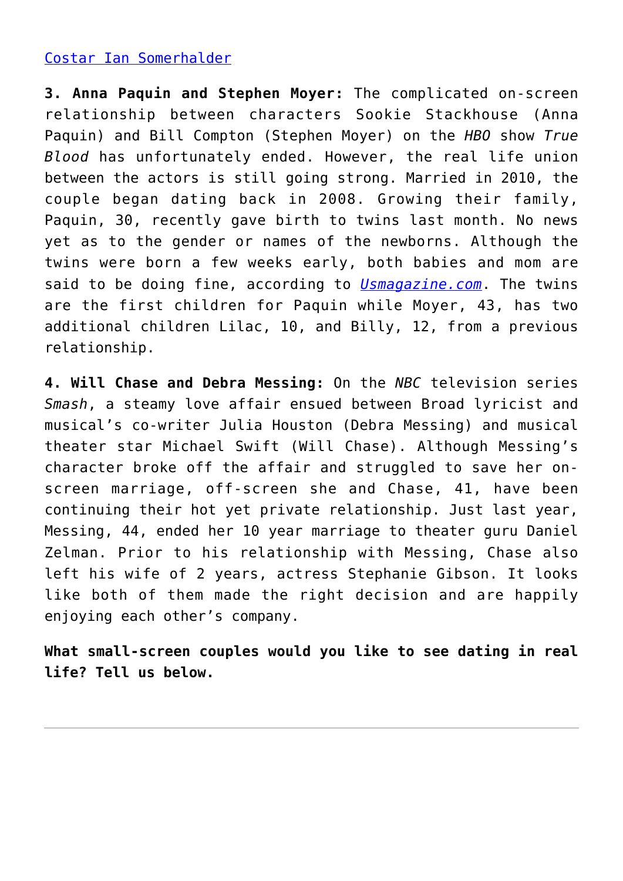[Costar Ian Somerhalder]

**3. Anna Paquin and Stephen Moyer:** The complicated on-screen relationship between characters Sookie Stackhouse (Anna Paquin) and Bill Compton (Stephen Moyer) on the *HBO* show *True Blood* has unfortunately ended. However, the real life union between the actors is still going strong. Married in 2010, the couple began dating back in 2008. Growing their family, Paquin, 30, recently gave birth to twins last month. No news yet as to the gender or names of the newborns. Although the twins were born a few weeks early, both babies and mom are said to be doing fine, according to *Usmagazine.com*. The twins are the first children for Paquin while Moyer, 43, has two additional children Lilac, 10, and Billy, 12, from a previous relationship.

**4. Will Chase and Debra Messing:** On the *NBC* television series *Smash*, a steamy love affair ensued between Broad lyricist and musical's co-writer Julia Houston (Debra Messing) and musical theater star Michael Swift (Will Chase). Although Messing's character broke off the affair and struggled to save her on-screen marriage, off-screen she and Chase, 41, have been continuing their hot yet private relationship. Just last year, Messing, 44, ended her 10 year marriage to theater guru Daniel Zelman. Prior to his relationship with Messing, Chase also left his wife of 2 years, actress Stephanie Gibson. It looks like both of them made the right decision and are happily enjoying each other's company.

**What small-screen couples would you like to see dating in real life? Tell us below.**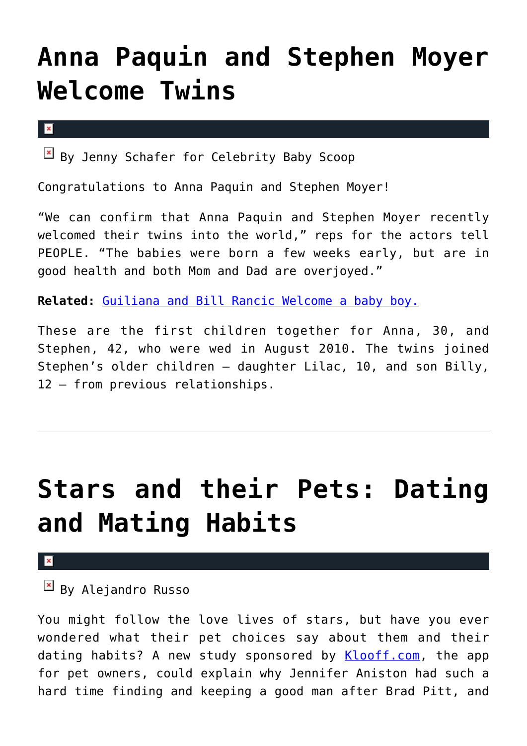# Anna Paquin and Stephen Moyer Welcome Twins

By Jenny Schafer for Celebrity Baby Scoop

Congratulations to Anna Paquin and Stephen Moyer!

"We can confirm that Anna Paquin and Stephen Moyer recently welcomed their twins into the world," reps for the actors tell PEOPLE. "The babies were born a few weeks early, but are in good health and both Mom and Dad are overjoyed."

**Related:** Guiliana and Bill Rancic Welcome a baby boy.

These are the first children together for Anna, 30, and Stephen, 42, who were wed in August 2010. The twins joined Stephen's older children – daughter Lilac, 10, and son Billy, 12 – from previous relationships.

---

# Stars and their Pets: Dating and Mating Habits

By Alejandro Russo

You might follow the love lives of stars, but have you ever wondered what their pet choices say about them and their dating habits? A new study sponsored by Klooff.com, the app for pet owners, could explain why Jennifer Aniston had such a hard time finding and keeping a good man after Brad Pitt, and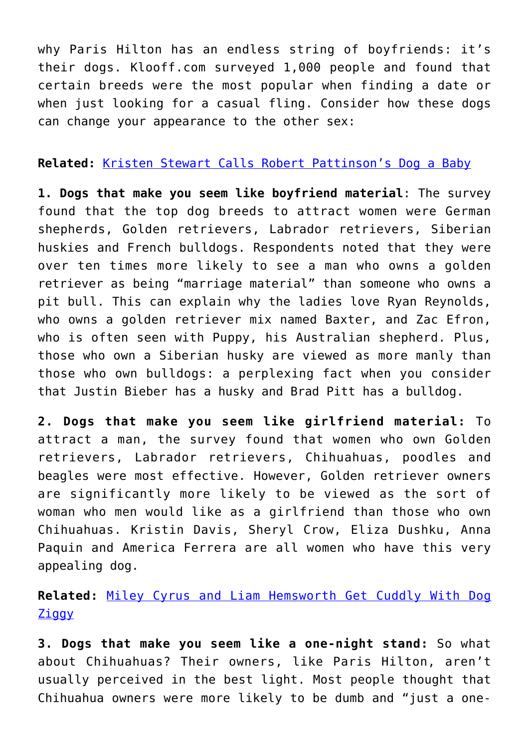why Paris Hilton has an endless string of boyfriends: it's their dogs. Klooff.com surveyed 1,000 people and found that certain breeds were the most popular when finding a date or when just looking for a casual fling. Consider how these dogs can change your appearance to the other sex:

**Related:** [Kristen Stewart Calls Robert Pattinson's Dog a Baby]()

**1. Dogs that make you seem like boyfriend material**: The survey found that the top dog breeds to attract women were German shepherds, Golden retrievers, Labrador retrievers, Siberian huskies and French bulldogs. Respondents noted that they were over ten times more likely to see a man who owns a golden retriever as being "marriage material" than someone who owns a pit bull. This can explain why the ladies love Ryan Reynolds, who owns a golden retriever mix named Baxter, and Zac Efron, who is often seen with Puppy, his Australian shepherd. Plus, those who own a Siberian husky are viewed as more manly than those who own bulldogs: a perplexing fact when you consider that Justin Bieber has a husky and Brad Pitt has a bulldog.

**2. Dogs that make you seem like girlfriend material:** To attract a man, the survey found that women who own Golden retrievers, Labrador retrievers, Chihuahuas, poodles and beagles were most effective. However, Golden retriever owners are significantly more likely to be viewed as the sort of woman who men would like as a girlfriend than those who own Chihuahuas. Kristin Davis, Sheryl Crow, Eliza Dushku, Anna Paquin and America Ferrera are all women who have this very appealing dog.

**Related:** [Miley Cyrus and Liam Hemsworth Get Cuddly With Dog Ziggy]()

**3. Dogs that make you seem like a one-night stand:** So what about Chihuahuas? Their owners, like Paris Hilton, aren't usually perceived in the best light. Most people thought that Chihuahua owners were more likely to be dumb and "just a one-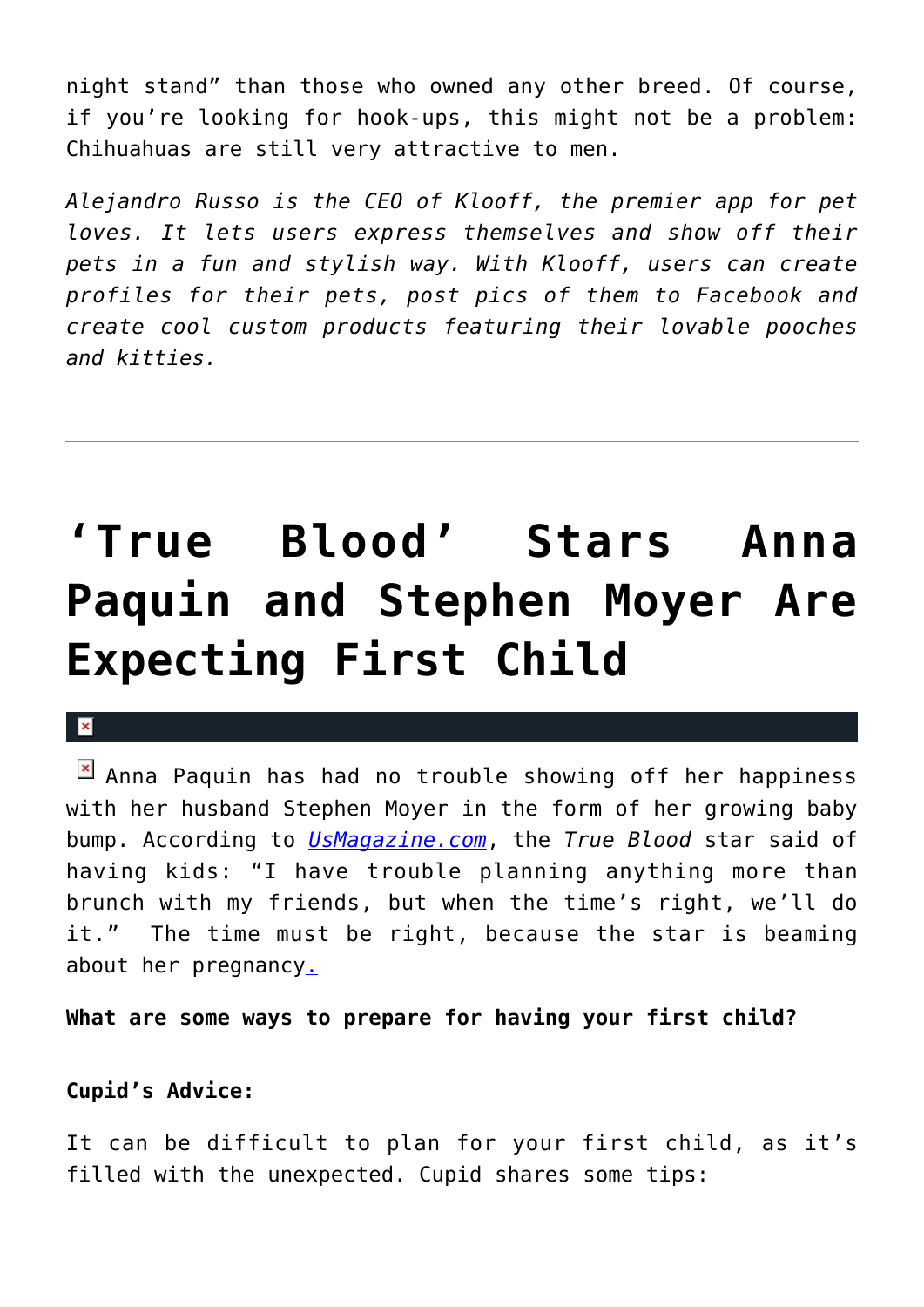night stand" than those who owned any other breed. Of course, if you're looking for hook-ups, this might not be a problem: Chihuahuas are still very attractive to men.

*Alejandro Russo is the CEO of Klooff, the premier app for pet loves. It lets users express themselves and show off their pets in a fun and stylish way. With Klooff, users can create profiles for their pets, post pics of them to Facebook and create cool custom products featuring their lovable pooches and kitties.*

---

# 'True Blood' Stars Anna Paquin and Stephen Moyer Are Expecting First Child

Anna Paquin has had no trouble showing off her happiness with her husband Stephen Moyer in the form of her growing baby bump. According to *UsMagazine.com*, the *True Blood* star said of having kids: "I have trouble planning anything more than brunch with my friends, but when the time's right, we'll do it." The time must be right, because the star is beaming about her pregnancy.

**What are some ways to prepare for having your first child?**

**Cupid's Advice:**

It can be difficult to plan for your first child, as it's filled with the unexpected. Cupid shares some tips: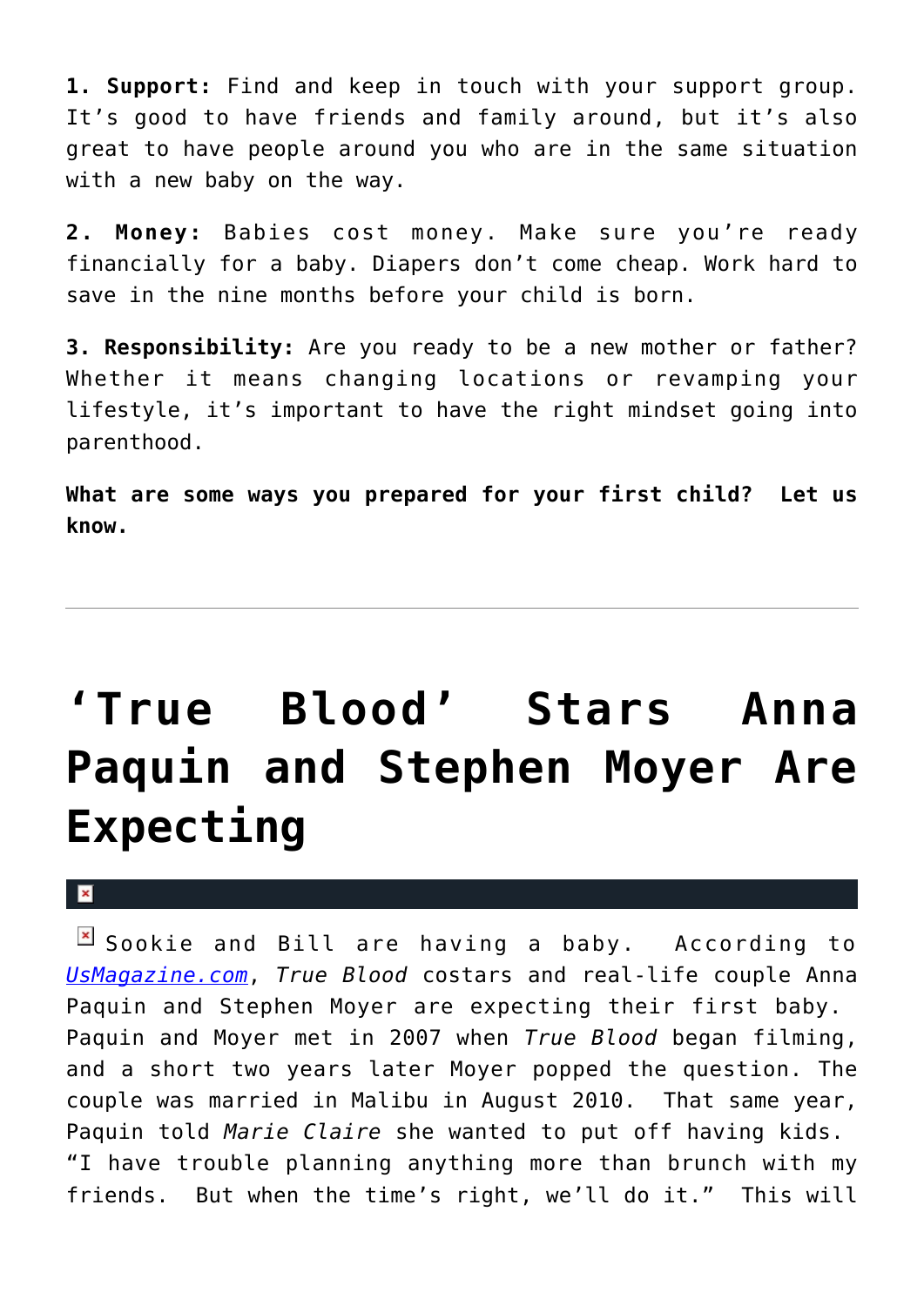**1. Support:** Find and keep in touch with your support group. It's good to have friends and family around, but it's also great to have people around you who are in the same situation with a new baby on the way.

**2. Money:** Babies cost money. Make sure you're ready financially for a baby. Diapers don't come cheap. Work hard to save in the nine months before your child is born.

**3. Responsibility:** Are you ready to be a new mother or father? Whether it means changing locations or revamping your lifestyle, it's important to have the right mindset going into parenthood.

**What are some ways you prepared for your first child? Let us know.**

---

# 'True Blood' Stars Anna Paquin and Stephen Moyer Are Expecting

Sookie and Bill are having a baby. According to [UsMagazine.com](UsMagazine.com), *True Blood* costars and real-life couple Anna Paquin and Stephen Moyer are expecting their first baby. Paquin and Moyer met in 2007 when *True Blood* began filming, and a short two years later Moyer popped the question. The couple was married in Malibu in August 2010. That same year, Paquin told *Marie Claire* she wanted to put off having kids. "I have trouble planning anything more than brunch with my friends. But when the time's right, we'll do it." This will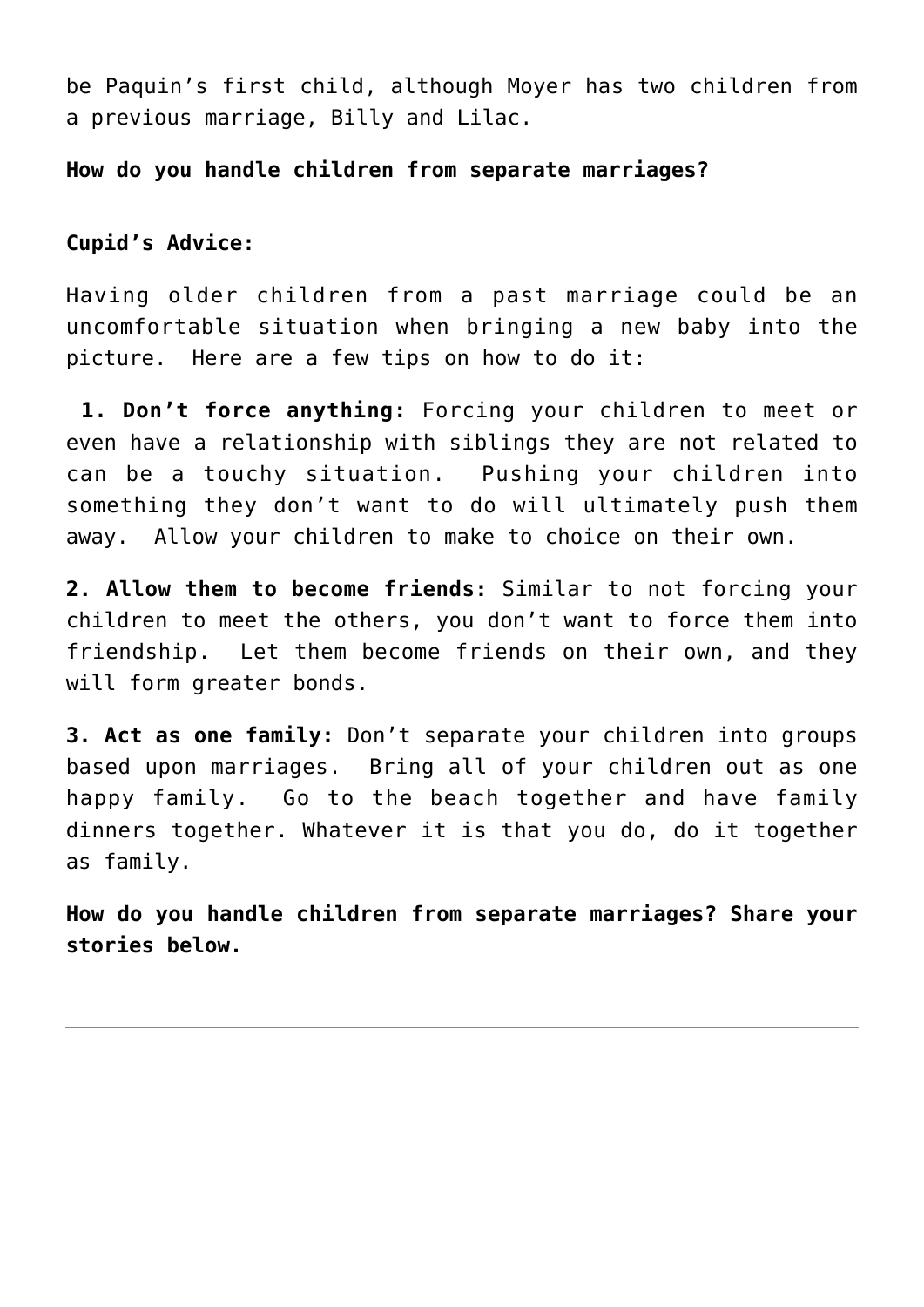be Paquin's first child, although Moyer has two children from a previous marriage, Billy and Lilac.

**How do you handle children from separate marriages?**

**Cupid's Advice:**

Having older children from a past marriage could be an uncomfortable situation when bringing a new baby into the picture. Here are a few tips on how to do it:

**1. Don't force anything:** Forcing your children to meet or even have a relationship with siblings they are not related to can be a touchy situation. Pushing your children into something they don't want to do will ultimately push them away. Allow your children to make to choice on their own.

**2. Allow them to become friends:** Similar to not forcing your children to meet the others, you don't want to force them into friendship. Let them become friends on their own, and they will form greater bonds.

**3. Act as one family:** Don't separate your children into groups based upon marriages. Bring all of your children out as one happy family. Go to the beach together and have family dinners together. Whatever it is that you do, do it together as family.

**How do you handle children from separate marriages? Share your stories below.**

---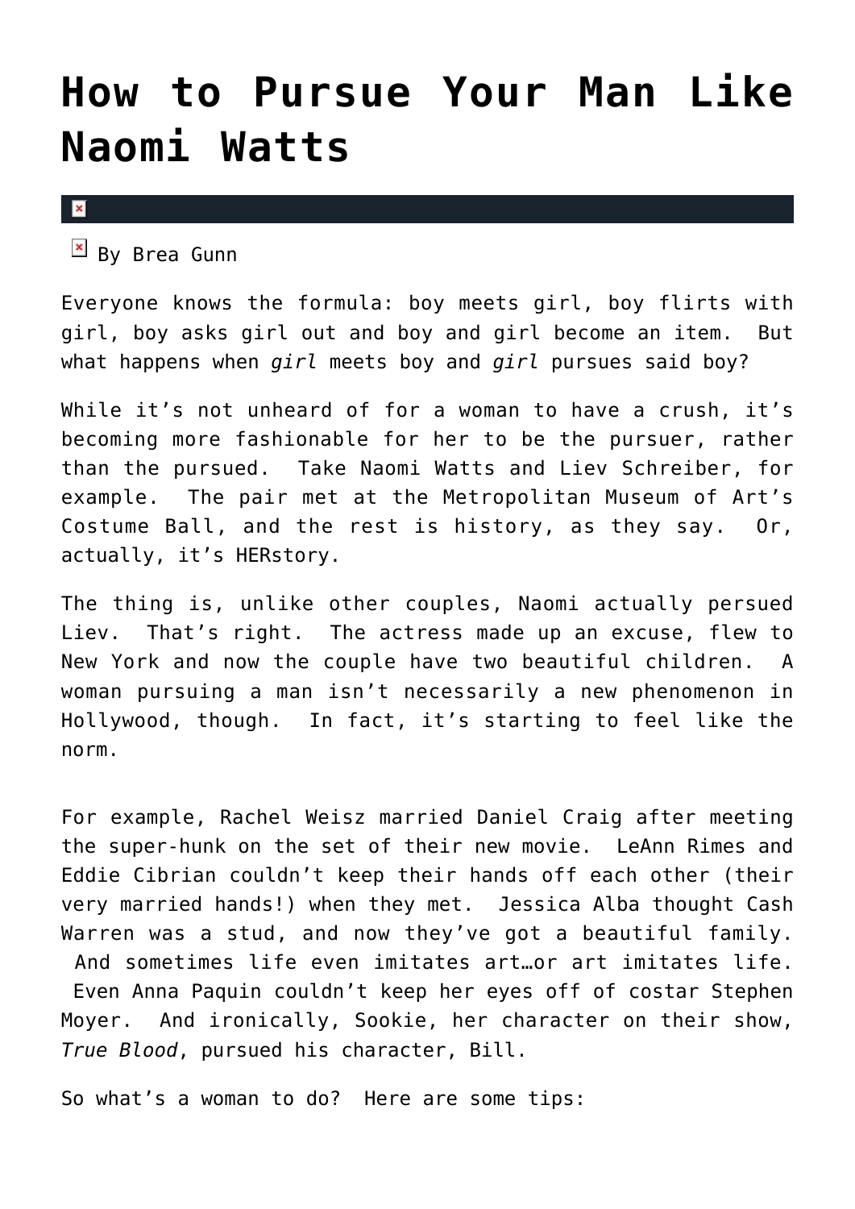# How to Pursue Your Man Like Naomi Watts

By Brea Gunn

Everyone knows the formula: boy meets girl, boy flirts with girl, boy asks girl out and boy and girl become an item. But what happens when *girl* meets boy and *girl* pursues said boy?

While it's not unheard of for a woman to have a crush, it's becoming more fashionable for her to be the pursuer, rather than the pursued. Take Naomi Watts and Liev Schreiber, for example. The pair met at the Metropolitan Museum of Art's Costume Ball, and the rest is history, as they say. Or, actually, it's HERstory.

The thing is, unlike other couples, Naomi actually persued Liev. That's right. The actress made up an excuse, flew to New York and now the couple have two beautiful children. A woman pursuing a man isn't necessarily a new phenomenon in Hollywood, though. In fact, it's starting to feel like the norm.

For example, Rachel Weisz married Daniel Craig after meeting the super-hunk on the set of their new movie. LeAnn Rimes and Eddie Cibrian couldn't keep their hands off each other (their very married hands!) when they met. Jessica Alba thought Cash Warren was a stud, and now they've got a beautiful family. And sometimes life even imitates art…or art imitates life. Even Anna Paquin couldn't keep her eyes off of costar Stephen Moyer. And ironically, Sookie, her character on their show, *True Blood*, pursued his character, Bill.

So what's a woman to do? Here are some tips: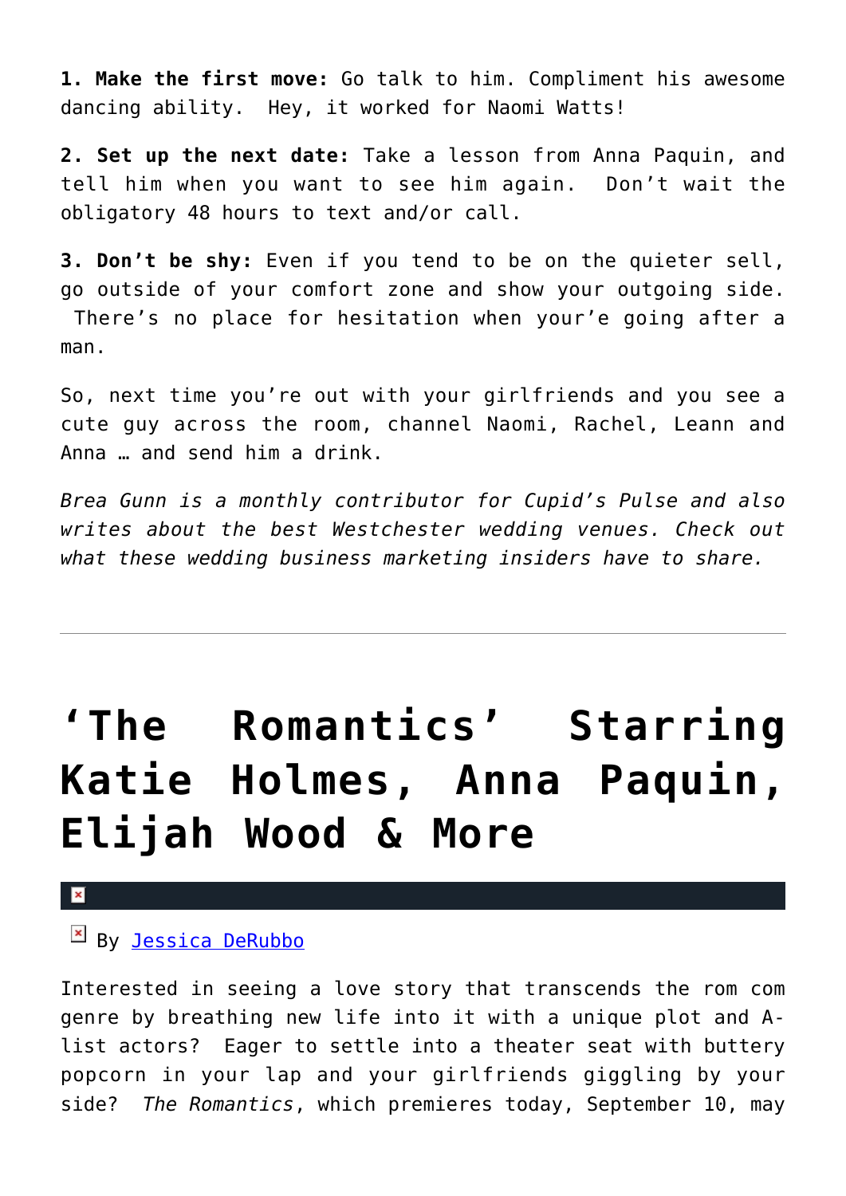**1. Make the first move:** Go talk to him. Compliment his awesome dancing ability.  Hey, it worked for Naomi Watts!

**2. Set up the next date:** Take a lesson from Anna Paquin, and tell him when you want to see him again.  Don't wait the obligatory 48 hours to text and/or call.

**3. Don't be shy:** Even if you tend to be on the quieter sell, go outside of your comfort zone and show your outgoing side.  There's no place for hesitation when your'e going after a man.

So, next time you're out with your girlfriends and you see a cute guy across the room, channel Naomi, Rachel, Leann and Anna … and send him a drink.

*Brea Gunn is a monthly contributor for Cupid's Pulse and also writes about the best Westchester wedding venues. Check out what these wedding business marketing insiders have to share.*

---

# 'The Romantics' Starring Katie Holmes, Anna Paquin, Elijah Wood & More

By Jessica DeRubbo

Interested in seeing a love story that transcends the rom com genre by breathing new life into it with a unique plot and A-list actors?  Eager to settle into a theater seat with buttery popcorn in your lap and your girlfriends giggling by your side?  *The Romantics*, which premieres today, September 10, may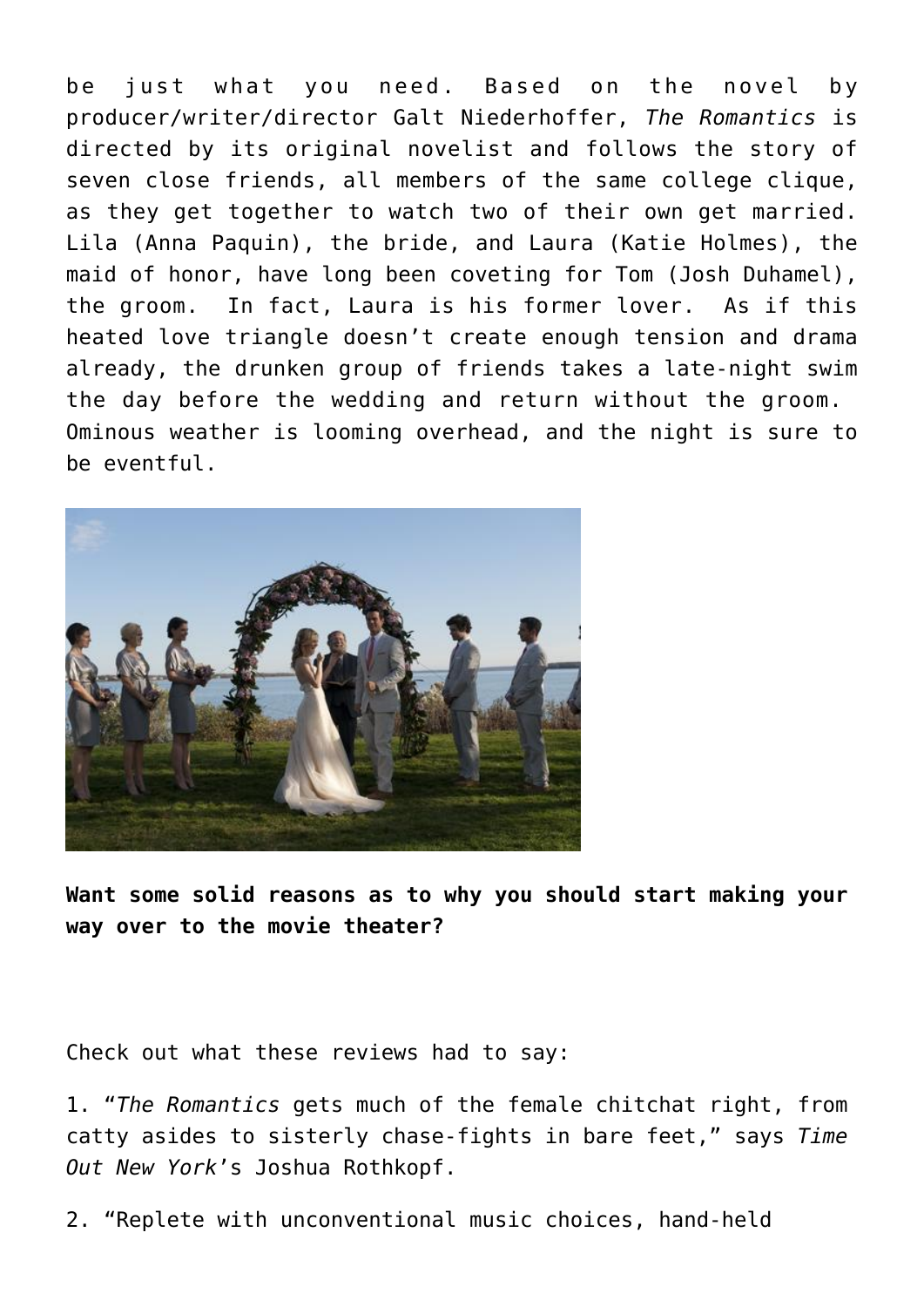be just what you need. Based on the novel by producer/writer/director Galt Niederhoffer, *The Romantics* is directed by its original novelist and follows the story of seven close friends, all members of the same college clique, as they get together to watch two of their own get married. Lila (Anna Paquin), the bride, and Laura (Katie Holmes), the maid of honor, have long been coveting for Tom (Josh Duhamel), the groom. In fact, Laura is his former lover. As if this heated love triangle doesn't create enough tension and drama already, the drunken group of friends takes a late-night swim the day before the wedding and return without the groom. Ominous weather is looming overhead, and the night is sure to be eventful.

**Want some solid reasons as to why you should start making your way over to the movie theater?**

Check out what these reviews had to say:

1. "*The Romantics* gets much of the female chitchat right, from catty asides to sisterly chase-fights in bare feet," says *Time Out New York*'s Joshua Rothkopf.

2. "Replete with unconventional music choices, hand-held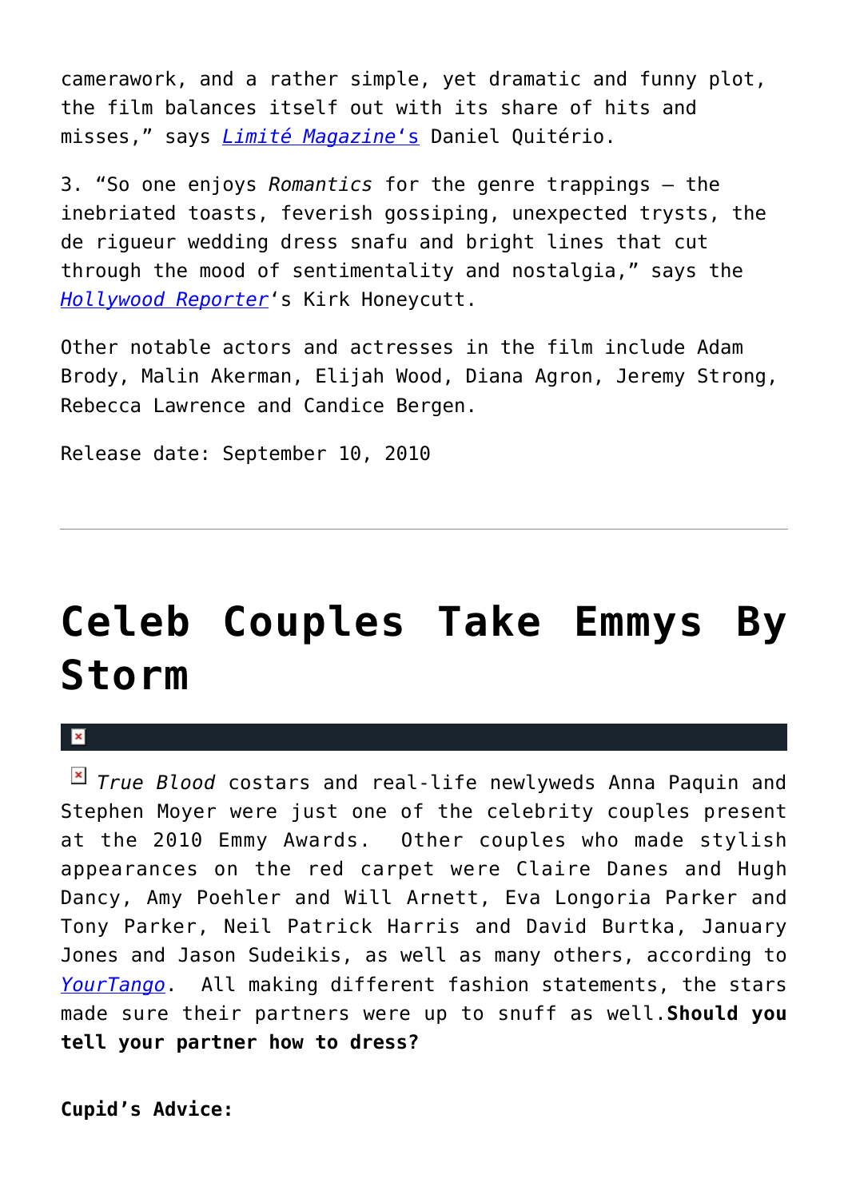camerawork, and a rather simple, yet dramatic and funny plot, the film balances itself out with its share of hits and misses," says *Limité Magazine*'s Daniel Quitério.

3. "So one enjoys *Romantics* for the genre trappings — the inebriated toasts, feverish gossiping, unexpected trysts, the de rigueur wedding dress snafu and bright lines that cut through the mood of sentimentality and nostalgia," says the *Hollywood Reporter*'s Kirk Honeycutt.

Other notable actors and actresses in the film include Adam Brody, Malin Akerman, Elijah Wood, Diana Agron, Jeremy Strong, Rebecca Lawrence and Candice Bergen.

Release date: September 10, 2010

---

# Celeb Couples Take Emmys By Storm

*True Blood* costars and real-life newlyweds Anna Paquin and Stephen Moyer were just one of the celebrity couples present at the 2010 Emmy Awards. Other couples who made stylish appearances on the red carpet were Claire Danes and Hugh Dancy, Amy Poehler and Will Arnett, Eva Longoria Parker and Tony Parker, Neil Patrick Harris and David Burtka, January Jones and Jason Sudeikis, as well as many others, according to YourTango. All making different fashion statements, the stars made sure their partners were up to snuff as well. **Should you tell your partner how to dress?**

**Cupid's Advice:**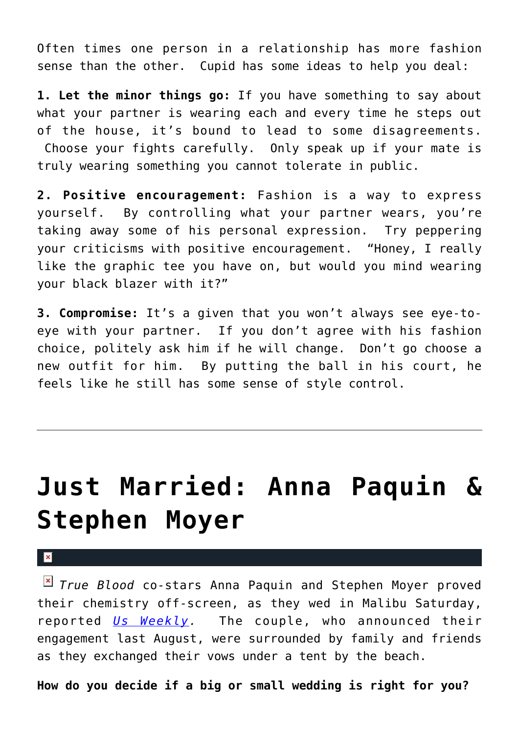Often times one person in a relationship has more fashion sense than the other. Cupid has some ideas to help you deal:

**1. Let the minor things go:** If you have something to say about what your partner is wearing each and every time he steps out of the house, it's bound to lead to some disagreements. Choose your fights carefully. Only speak up if your mate is truly wearing something you cannot tolerate in public.

**2. Positive encouragement:** Fashion is a way to express yourself. By controlling what your partner wears, you're taking away some of his personal expression. Try peppering your criticisms with positive encouragement. "Honey, I really like the graphic tee you have on, but would you mind wearing your black blazer with it?"

**3. Compromise:** It's a given that you won't always see eye-to-eye with your partner. If you don't agree with his fashion choice, politely ask him if he will change. Don't go choose a new outfit for him. By putting the ball in his court, he feels like he still has some sense of style control.

---

# Just Married: Anna Paquin & Stephen Moyer

*True Blood* co-stars Anna Paquin and Stephen Moyer proved their chemistry off-screen, as they wed in Malibu Saturday, reported *Us Weekly*. The couple, who announced their engagement last August, were surrounded by family and friends as they exchanged their vows under a tent by the beach.

**How do you decide if a big or small wedding is right for you?**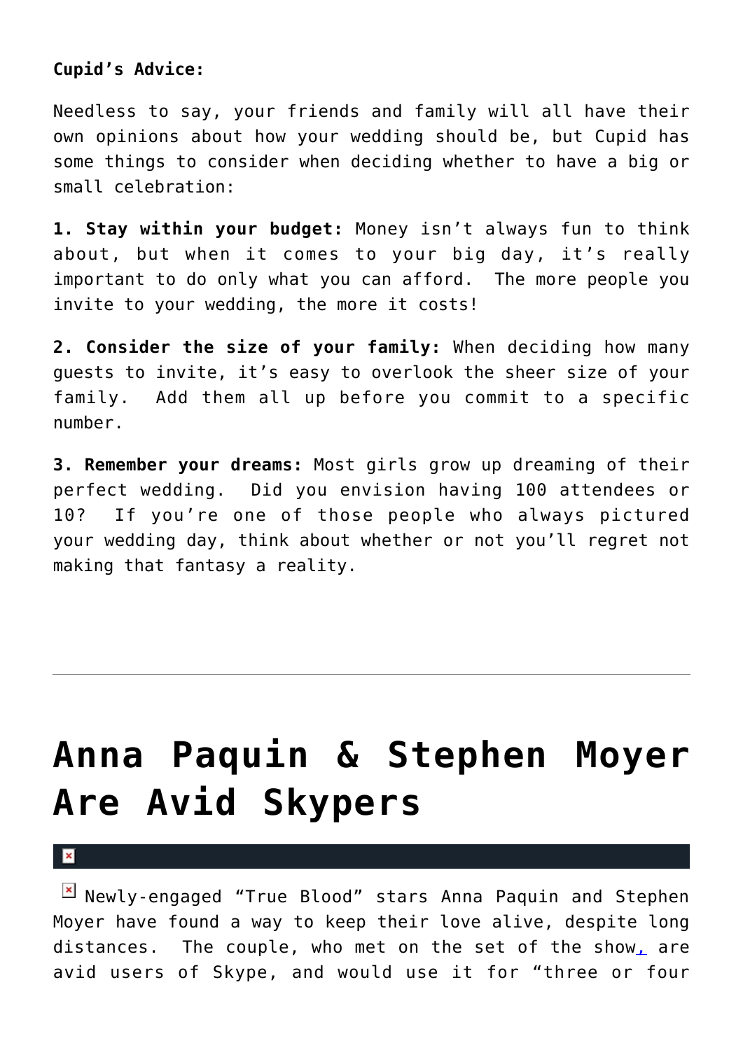**Cupid's Advice:**

Needless to say, your friends and family will all have their own opinions about how your wedding should be, but Cupid has some things to consider when deciding whether to have a big or small celebration:

**1. Stay within your budget:** Money isn't always fun to think about, but when it comes to your big day, it's really important to do only what you can afford. The more people you invite to your wedding, the more it costs!

**2. Consider the size of your family:** When deciding how many guests to invite, it's easy to overlook the sheer size of your family. Add them all up before you commit to a specific number.

**3. Remember your dreams:** Most girls grow up dreaming of their perfect wedding. Did you envision having 100 attendees or 10? If you're one of those people who always pictured your wedding day, think about whether or not you'll regret not making that fantasy a reality.

---

# Anna Paquin & Stephen Moyer Are Avid Skypers

Newly-engaged "True Blood" stars Anna Paquin and Stephen Moyer have found a way to keep their love alive, despite long distances. The couple, who met on the set of the show, are avid users of Skype, and would use it for "three or four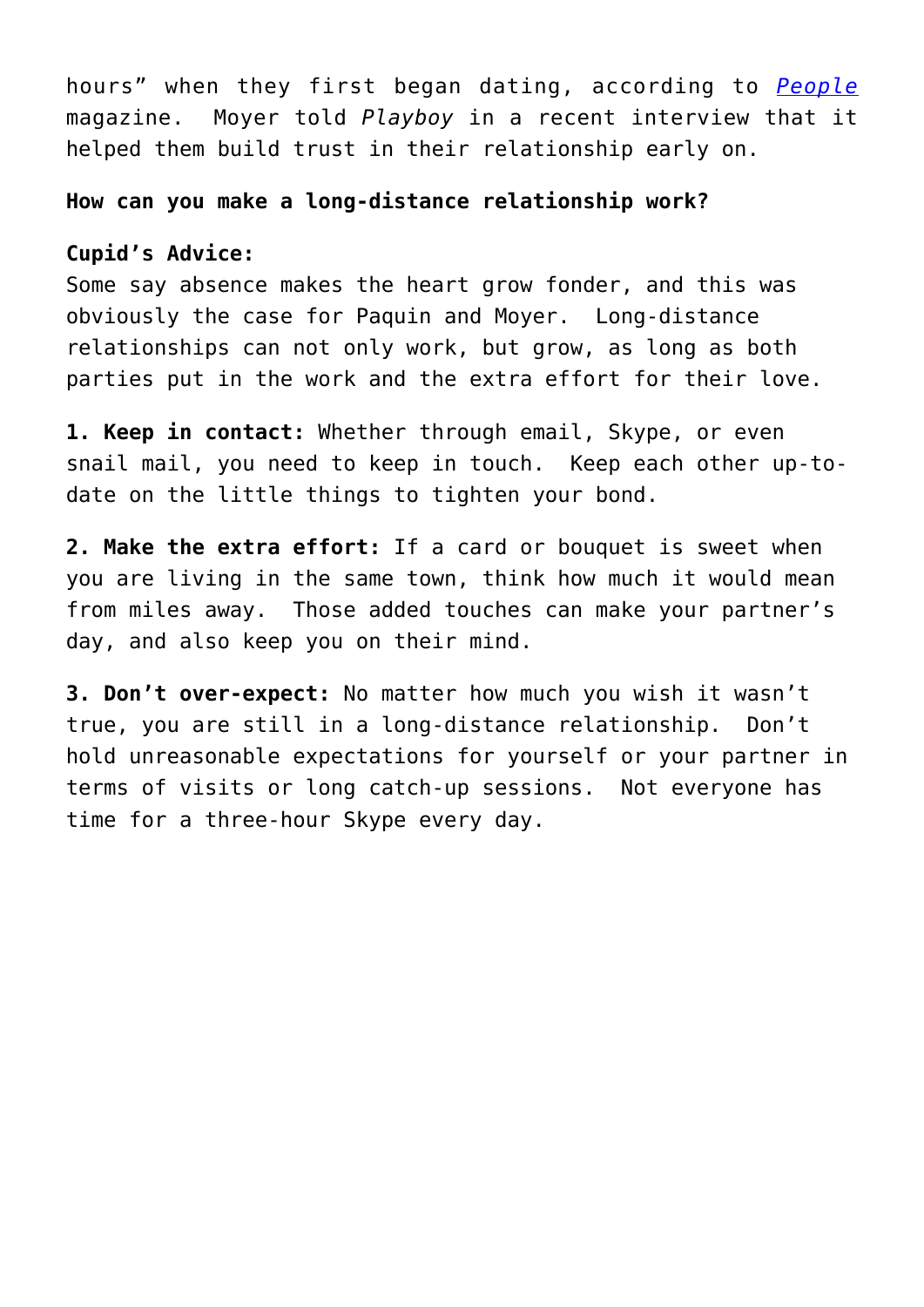hours" when they first began dating, according to *People* magazine. Moyer told *Playboy* in a recent interview that it helped them build trust in their relationship early on.

**How can you make a long-distance relationship work?**

**Cupid's Advice:**
Some say absence makes the heart grow fonder, and this was obviously the case for Paquin and Moyer. Long-distance relationships can not only work, but grow, as long as both parties put in the work and the extra effort for their love.

**1. Keep in contact:** Whether through email, Skype, or even snail mail, you need to keep in touch. Keep each other up-to-date on the little things to tighten your bond.

**2. Make the extra effort:** If a card or bouquet is sweet when you are living in the same town, think how much it would mean from miles away. Those added touches can make your partner's day, and also keep you on their mind.

**3. Don't over-expect:** No matter how much you wish it wasn't true, you are still in a long-distance relationship. Don't hold unreasonable expectations for yourself or your partner in terms of visits or long catch-up sessions. Not everyone has time for a three-hour Skype every day.